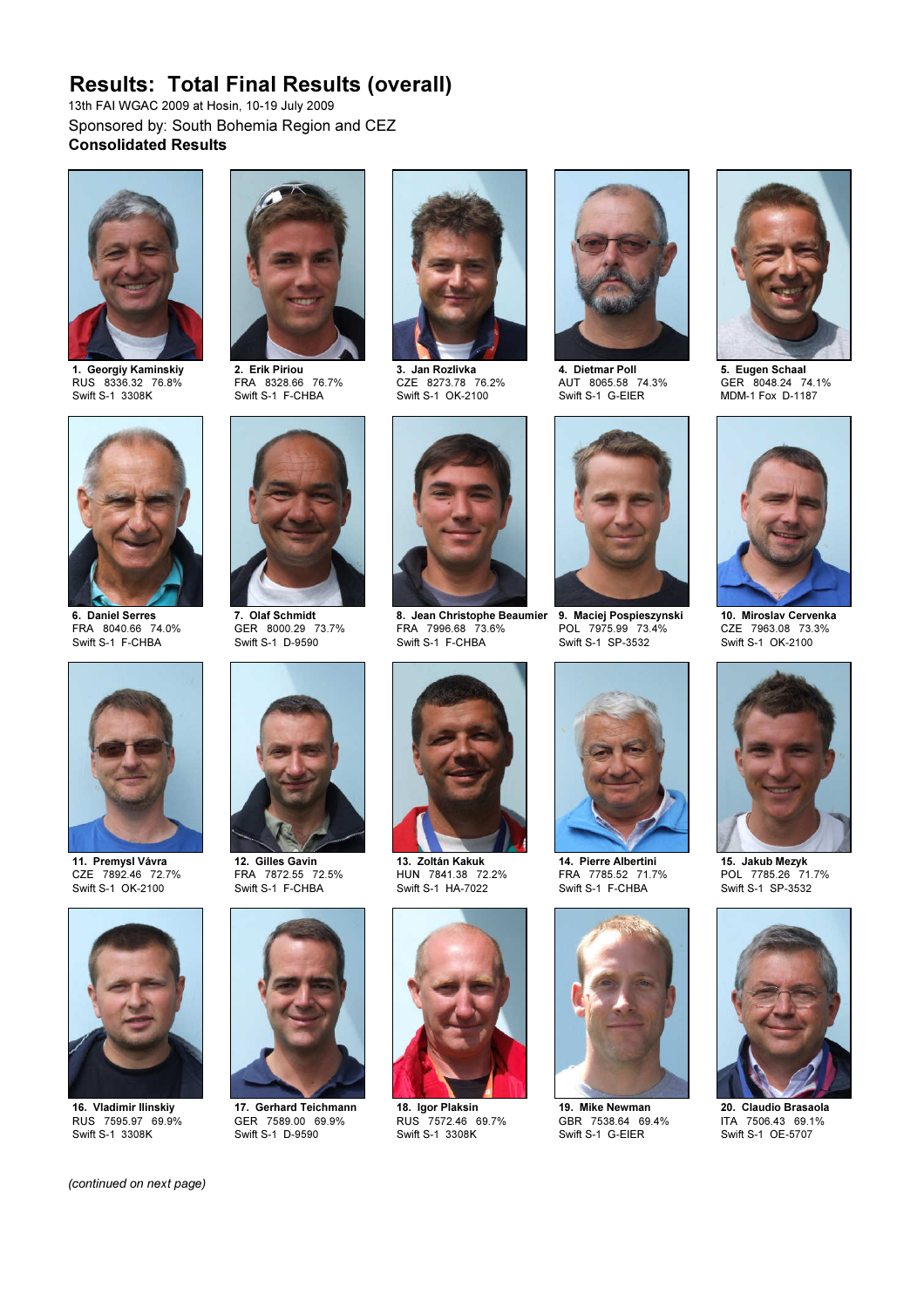# Results: Total Final Results (overall)

13th FAI WGAC 2009 at Hosin, 10-19 July 2009

Sponsored by: South Bohemia Region and CEZ

**Consolidated Results**

**1. Georgiy Kaminskiy**
RUS 8336.32 76.8%
Swift S-1 3308K

**2. Erik Piriou**
FRA 8328.66 76.7%
Swift S-1 F-CHBA

**3. Jan Rozlivka**
CZE 8273.78 76.2%
Swift S-1 OK-2100

**4. Dietmar Poll**
AUT 8065.58 74.3%
Swift S-1 G-EIER

**5. Eugen Schaal**
GER 8048.24 74.1%
MDM-1 Fox D-1187

**6. Daniel Serres**
FRA 8040.66 74.0%
Swift S-1 F-CHBA

**7. Olaf Schmidt**
GER 8000.29 73.7%
Swift S-1 D-9590

**8. Jean Christophe Beaumier**
FRA 7996.68 73.6%
Swift S-1 F-CHBA

**9. Maciej Pospieszynski**
POL 7975.99 73.4%
Swift S-1 SP-3532

**10. Miroslav Cervenka**
CZE 7963.08 73.3%
Swift S-1 OK-2100

**11. Premysl Vávra**
CZE 7892.46 72.7%
Swift S-1 OK-2100

**12. Gilles Gavin**
FRA 7872.55 72.5%
Swift S-1 F-CHBA

**13. Zoltán Kakuk**
HUN 7841.38 72.2%
Swift S-1 HA-7022

**14. Pierre Albertini**
FRA 7785.52 71.7%
Swift S-1 F-CHBA

**15. Jakub Mezyk**
POL 7785.26 71.7%
Swift S-1 SP-3532

**16. Vladimir Ilinskiy**
RUS 7595.97 69.9%
Swift S-1 3308K

**17. Gerhard Teichmann**
GER 7589.00 69.9%
Swift S-1 D-9590

**18. Igor Plaksin**
RUS 7572.46 69.7%
Swift S-1 3308K

**19. Mike Newman**
GBR 7538.64 69.4%
Swift S-1 G-EIER

**20. Claudio Brasaola**
ITA 7506.43 69.1%
Swift S-1 OE-5707

*(continued on next page)*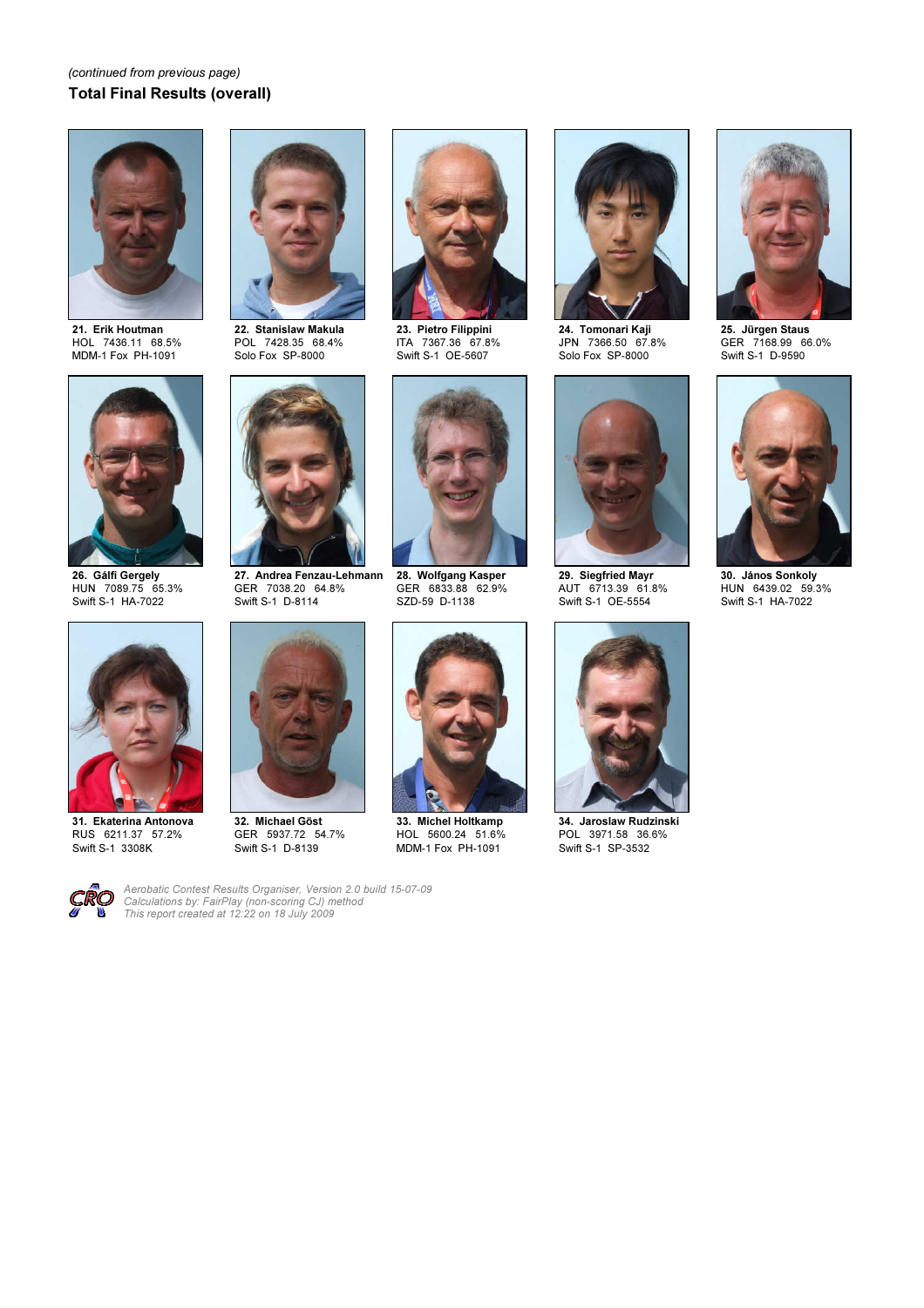*(continued from previous page)*

### Total Final Results (overall)

**21. Erik Houtman**
HOL 7436.11 68.5%
MDM-1 Fox PH-1091

**22. Stanislaw Makula**
POL 7428.35 68.4%
Solo Fox SP-8000

**23. Pietro Filippini**
ITA 7367.36 67.8%
Swift S-1 OE-5607

**24. Tomonari Kaji**
JPN 7366.50 67.8%
Solo Fox SP-8000

**25. Jürgen Staus**
GER 7168.99 66.0%
Swift S-1 D-9590

**26. Gálfi Gergely**
HUN 7089.75 65.3%
Swift S-1 HA-7022

**27. Andrea Fenzau-Lehmann**
GER 7038.20 64.8%
Swift S-1 D-8114

**28. Wolfgang Kasper**
GER 6833.88 62.9%
SZD-59 D-1138

**29. Siegfried Mayr**
AUT 6713.39 61.8%
Swift S-1 OE-5554

**30. János Sonkoly**
HUN 6439.02 59.3%
Swift S-1 HA-7022

**31. Ekaterina Antonova**
RUS 6211.37 57.2%
Swift S-1 3308K

**32. Michael Göst**
GER 5937.72 54.7%
Swift S-1 D-8139

**33. Michel Holtkamp**
HOL 5600.24 51.6%
MDM-1 Fox PH-1091

**34. Jaroslaw Rudzinski**
POL 3971.58 36.6%
Swift S-1 SP-3532

*Aerobatic Contest Results Organiser, Version 2.0 build 15-07-09*
*Calculations by: FairPlay (non-scoring CJ) method*
*This report created at 12:22 on 18 July 2009*